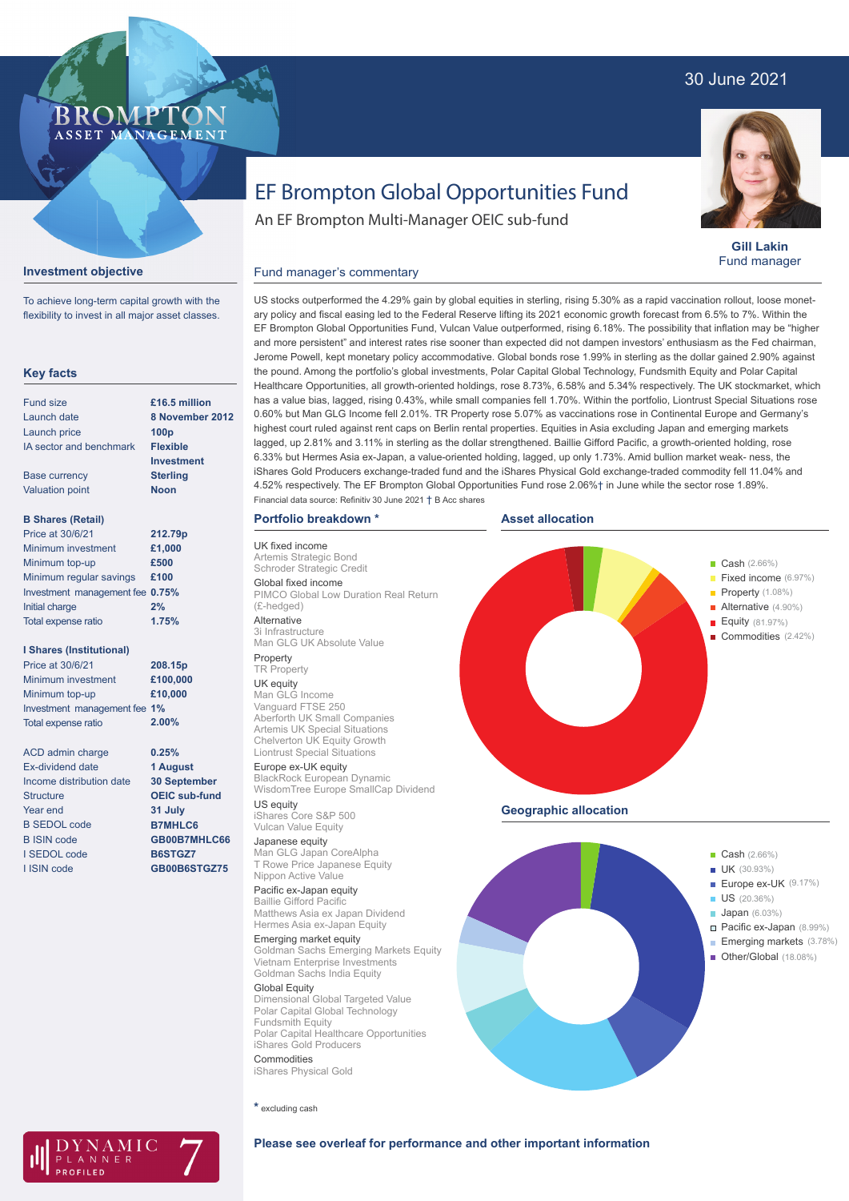30 June 2021

BROMPTON ASSET MANAGEMENT

# EF Brompton Global Opportunities Fund

An EF Brompton Multi-Manager OEIC sub-fund

**Gill Lakin**
Fund manager

## Investment objective

To achieve long-term capital growth with the flexibility to invest in all major asset classes.

## Key facts

| | |
|---|---|
| Fund size | £16.5 million |
| Launch date | 8 November 2012 |
| Launch price | 100p |
| IA sector and benchmark | Flexible Investment |
| Base currency | Sterling |
| Valuation point | Noon |

**B Shares (Retail)**

| | |
|---|---|
| Price at 30/6/21 | 212.79p |
| Minimum investment | £1,000 |
| Minimum top-up | £500 |
| Minimum regular savings | £100 |
| Investment management fee | 0.75% |
| Initial charge | 2% |
| Total expense ratio | 1.75% |

**I Shares (Institutional)**

| | |
|---|---|
| Price at 30/6/21 | 208.15p |
| Minimum investment | £100,000 |
| Minimum top-up | £10,000 |
| Investment management fee | 1% |
| Total expense ratio | 2.00% |

| | |
|---|---|
| ACD admin charge | 0.25% |
| Ex-dividend date | 1 August |
| Income distribution date | 30 September |
| Structure | OEIC sub-fund |
| Year end | 31 July |
| B SEDOL code | B7MHLC6 |
| B ISIN code | GB00B7MHLC66 |
| I SEDOL code | B6STGZ7 |
| I ISIN code | GB00B6STGZ75 |

DYNAMIC PLANNER PROFILED 7

## Fund manager's commentary

US stocks outperformed the 4.29% gain by global equities in sterling, rising 5.30% as a rapid vaccination rollout, loose monetary policy and fiscal easing led to the Federal Reserve lifting its 2021 economic growth forecast from 6.5% to 7%. Within the EF Brompton Global Opportunities Fund, Vulcan Value outperformed, rising 6.18%. The possibility that inflation may be "higher and more persistent" and interest rates rise sooner than expected did not dampen investors' enthusiasm as the Fed chairman, Jerome Powell, kept monetary policy accommodative. Global bonds rose 1.99% in sterling as the dollar gained 2.90% against the pound. Among the portfolio's global investments, Polar Capital Global Technology, Fundsmith Equity and Polar Capital Healthcare Opportunities, all growth-oriented holdings, rose 8.73%, 6.58% and 5.34% respectively. The UK stockmarket, which has a value bias, lagged, rising 0.43%, while small companies fell 1.70%. Within the portfolio, Liontrust Special Situations rose 0.60% but Man GLG Income fell 2.01%. TR Property rose 5.07% as vaccinations rose in Continental Europe and Germany's highest court ruled against rent caps on Berlin rental properties. Equities in Asia excluding Japan and emerging markets lagged, up 2.81% and 3.11% in sterling as the dollar strengthened. Baillie Gifford Pacific, a growth-oriented holding, rose 6.33% but Hermes Asia ex-Japan, a value-oriented holding, lagged, up only 1.73%. Amid bullion market weak- ness, the iShares Gold Producers exchange-traded fund and the iShares Physical Gold exchange-traded commodity fell 11.04% and 4.52% respectively. The EF Brompton Global Opportunities Fund rose 2.06%† in June while the sector rose 1.89%.

Financial data source: Refinitiv 30 June 2021 † B Acc shares

## Portfolio breakdown *

**UK fixed income**
Artemis Strategic Bond
Schroder Strategic Credit

**Global fixed income**
PIMCO Global Low Duration Real Return (£-hedged)

**Alternative**
3i Infrastructure
Man GLG UK Absolute Value

**Property**
TR Property

**UK equity**
Man GLG Income
Vanguard FTSE 250
Aberforth UK Small Companies
Artemis UK Special Situations
Chelverton UK Equity Growth
Liontrust Special Situations

**Europe ex-UK equity**
BlackRock European Dynamic
WisdomTree Europe SmallCap Dividend

**US equity**
iShares Core S&P 500
Vulcan Value Equity

**Japanese equity**
Man GLG Japan CoreAlpha
T Rowe Price Japanese Equity
Nippon Active Value

**Pacific ex-Japan equity**
Baillie Gifford Pacific
Matthews Asia ex Japan Dividend
Hermes Asia ex-Japan Equity

**Emerging market equity**
Goldman Sachs Emerging Markets Equity
Vietnam Enterprise Investments
Goldman Sachs India Equity

**Global Equity**
Dimensional Global Targeted Value
Polar Capital Global Technology
Fundsmith Equity
Polar Capital Healthcare Opportunities
iShares Gold Producers

**Commodities**
iShares Physical Gold

* excluding cash

## Asset allocation

- Cash (2.66%)
- Fixed income (6.97%)
- Property (1.08%)
- Alternative (4.90%)
- Equity (81.97%)
- Commodities (2.42%)

## Geographic allocation

- Cash (2.66%)
- UK (30.93%)
- Europe ex-UK (9.17%)
- US (20.36%)
- Japan (6.03%)
- Pacific ex-Japan (8.99%)
- Emerging markets (3.78%)
- Other/Global (18.08%)

**Please see overleaf for performance and other important information**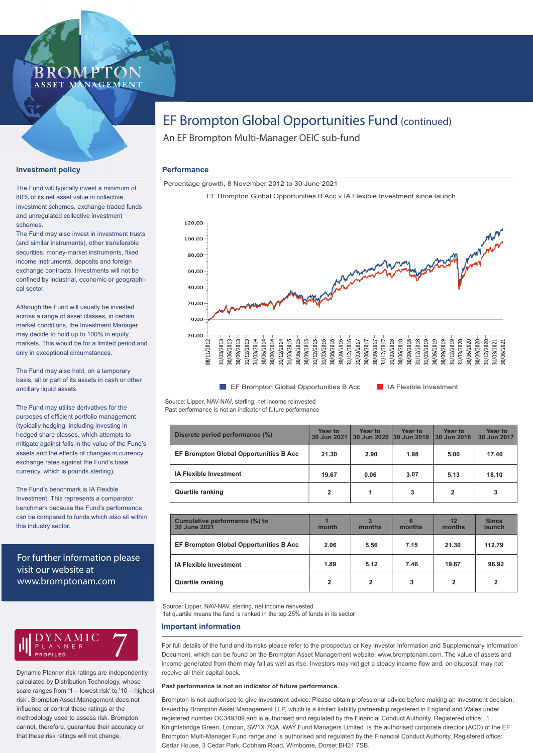BROMPTON
ASSET MANAGEMENT

# EF Brompton Global Opportunities Fund (continued)

An EF Brompton Multi-Manager OEIC sub-fund

## Investment policy

The Fund will typically invest a minimum of 80% of its net asset value in collective investment schemes, exchange traded funds and unregulated collective investment schemes.

The Fund may also invest in investment trusts (and similar instruments), other transferable securities, money-market instruments, fixed income instruments, deposits and foreign exchange contracts. Investments will not be confined by industrial, economic or geographical sector.

Although the Fund will usually be invested across a range of asset classes, in certain market conditions, the Investment Manager may decide to hold up to 100% in equity markets. This would be for a limited period and only in exceptional circumstances.

The Fund may also hold, on a temporary basis, all or part of its assets in cash or other ancillary liquid assets.

The Fund may utilise derivatives for the purposes of efficient portfolio management (typically hedging, including investing in hedged share classes, which attempts to mitigate against falls in the value of the Fund's assets and the effects of changes in currency exchange rates against the Fund's base currency, which is pounds sterling).

The Fund's benchmark is IA Flexible Investment. This represents a comparator benchmark because the Fund's performance can be compared to funds which also sit within this industry sector.

For further information please visit our website at www.bromptonam.com

DYNAMIC PLANNER PROFILED 7

Dynamic Planner risk ratings are independently calculated by Distribution Technology, whose scale ranges from '1 – lowest risk' to '10 – highest risk'. Brompton Asset Management does not influence or control these ratings or the methodology used to assess risk. Brompton cannot, therefore, guarantee their accuracy or that these risk ratings will not change.

## Performance

Percentage growth, 8 November 2012 to 30 June 2021

EF Brompton Global Opportunities B Acc v IA Flexible Investment since launch

120.00
100.00
80.00
60.00
40.00
20.00
0.00
-20.00

08/11/2012, 31/03/2013, 30/06/2013, 30/09/2013, 31/12/2013, 31/03/2014, 30/06/2014, 30/09/2014, 31/12/2014, 31/03/2015, 30/06/2015, 30/09/2015, 31/12/2015, 31/03/2016, 30/06/2016, 30/09/2016, 31/12/2016, 31/03/2017, 30/06/2017, 30/09/2017, 31/12/2017, 31/03/2018, 30/06/2018, 30/09/2018, 31/12/2018, 31/03/2019, 30/06/2019, 30/09/2019, 31/12/2019, 31/03/2020, 30/06/2020, 30/09/2020, 31/12/2020, 31/03/2021, 30/06/2021

EF Brompton Global Opportunities B Acc
IA Flexible Investment

Source: Lipper, NAV-NAV, sterling, net income reinvested
Past performance is not an indicator of future performance

| Discrete period performance (%) | Year to 30 Jun 2021 | Year to 30 Jun 2020 | Year to 30 Jun 2019 | Year to 30 Jun 2018 | Year to 30 Jun 2017 |
|---|---|---|---|---|---|
| **EF Brompton Global Opportunities B Acc** | 21.30 | 2.90 | 1.98 | 5.00 | 17.40 |
| **IA Flexible Investment** | 19.67 | 0.06 | 3.07 | 5.13 | 18.10 |
| **Quartile ranking** | 2 | 1 | 3 | 2 | 3 |

| Cumulative performance (%) to 30 June 2021 | 1 month | 3 months | 6 months | 12 months | Since launch |
|---|---|---|---|---|---|
| **EF Brompton Global Opportunities B Acc** | 2.06 | 5.56 | 7.15 | 21.30 | 112.79 |
| **IA Flexible Investment** | 1.89 | 5.12 | 7.46 | 19.67 | 96.92 |
| **Quartile ranking** | 2 | 2 | 3 | 2 | 2 |

Source: Lipper, NAV-NAV, sterling, net income reinvested
1st quartile means the fund is ranked in the top 25% of funds in its sector

## Important information

For full details of the fund and its risks please refer to the prospectus or Key Investor Information and Supplementary Information Document, which can be found on the Brompton Asset Management website, www.bromptonam.com. The value of assets and income generated from them may fall as well as rise. Investors may not get a steady income flow and, on disposal, may not receive all their capital back.

**Past performance is not an indicator of future performance.**

Brompton is not authorised to give investment advice. Please obtain professional advice before making an investment decision. Issued by Brompton Asset Management LLP, which is a limited liability partnership registered in England and Wales under registered number OC349309 and is authorised and regulated by the Financial Conduct Authority. Registered office: 1 Knightsbridge Green, London, SW1X 7QA. WAY Fund Managers Limited is the authorised corporate director (ACD) of the EF Brompton Multi-Manager Fund range and is authorised and regulated by the Financial Conduct Authority. Registered office: Cedar House, 3 Cedar Park, Cobham Road, Wimborne, Dorset BH21 7SB.